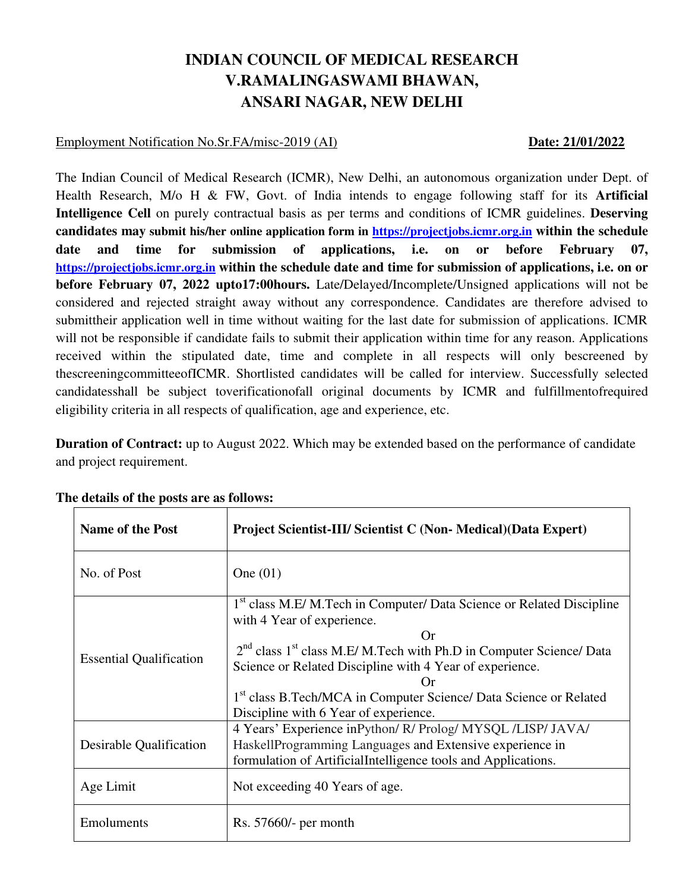# INDIAN COUNCIL OF MEDICAL RESEARCH
# V.RAMALINGASWAMI BHAWAN,
# ANSARI NAGAR, NEW DELHI

Employment Notification No.Sr.FA/misc-2019 (AI) **Date: 21/01/2022**

The Indian Council of Medical Research (ICMR), New Delhi, an autonomous organization under Dept. of Health Research, M/o H & FW, Govt. of India intends to engage following staff for its **Artificial Intelligence Cell** on purely contractual basis as per terms and conditions of ICMR guidelines. **Deserving candidates may submit his/her online application form in https://projectjobs.icmr.org.in within the schedule date and time for submission of applications, i.e. on or before February 07, https://projectjobs.icmr.org.in within the schedule date and time for submission of applications, i.e. on or before February 07, 2022 upto17:00hours.** Late/Delayed/Incomplete/Unsigned applications will not be considered and rejected straight away without any correspondence. Candidates are therefore advised to submittheir application well in time without waiting for the last date for submission of applications. ICMR will not be responsible if candidate fails to submit their application within time for any reason. Applications received within the stipulated date, time and complete in all respects will only bescreened by thescreeningcommitteeofICMR. Shortlisted candidates will be called for interview. Successfully selected candidatesshall be subject toverificationofall original documents by ICMR and fulfillmentofrequired eligibility criteria in all respects of qualification, age and experience, etc.

**Duration of Contract:** up to August 2022. Which may be extended based on the performance of candidate and project requirement.

**The details of the posts are as follows:**

| **Name of the Post** | **Project Scientist-III/ Scientist C (Non- Medical)(Data Expert)** |
|---|---|
| No. of Post | One (01) |
| Essential Qualification | 1st class M.E/ M.Tech in Computer/ Data Science or Related Discipline with 4 Year of experience.<br>Or<br>2nd class 1st class M.E/ M.Tech with Ph.D in Computer Science/ Data Science or Related Discipline with 4 Year of experience.<br>Or<br>1st class B.Tech/MCA in Computer Science/ Data Science or Related Discipline with 6 Year of experience. |
| Desirable Qualification | 4 Years' Experience inPython/ R/ Prolog/ MYSQL /LISP/ JAVA/ HaskellProgramming Languages and Extensive experience in formulation of ArtificialIntelligence tools and Applications. |
| Age Limit | Not exceeding 40 Years of age. |
| Emoluments | Rs. 57660/- per month |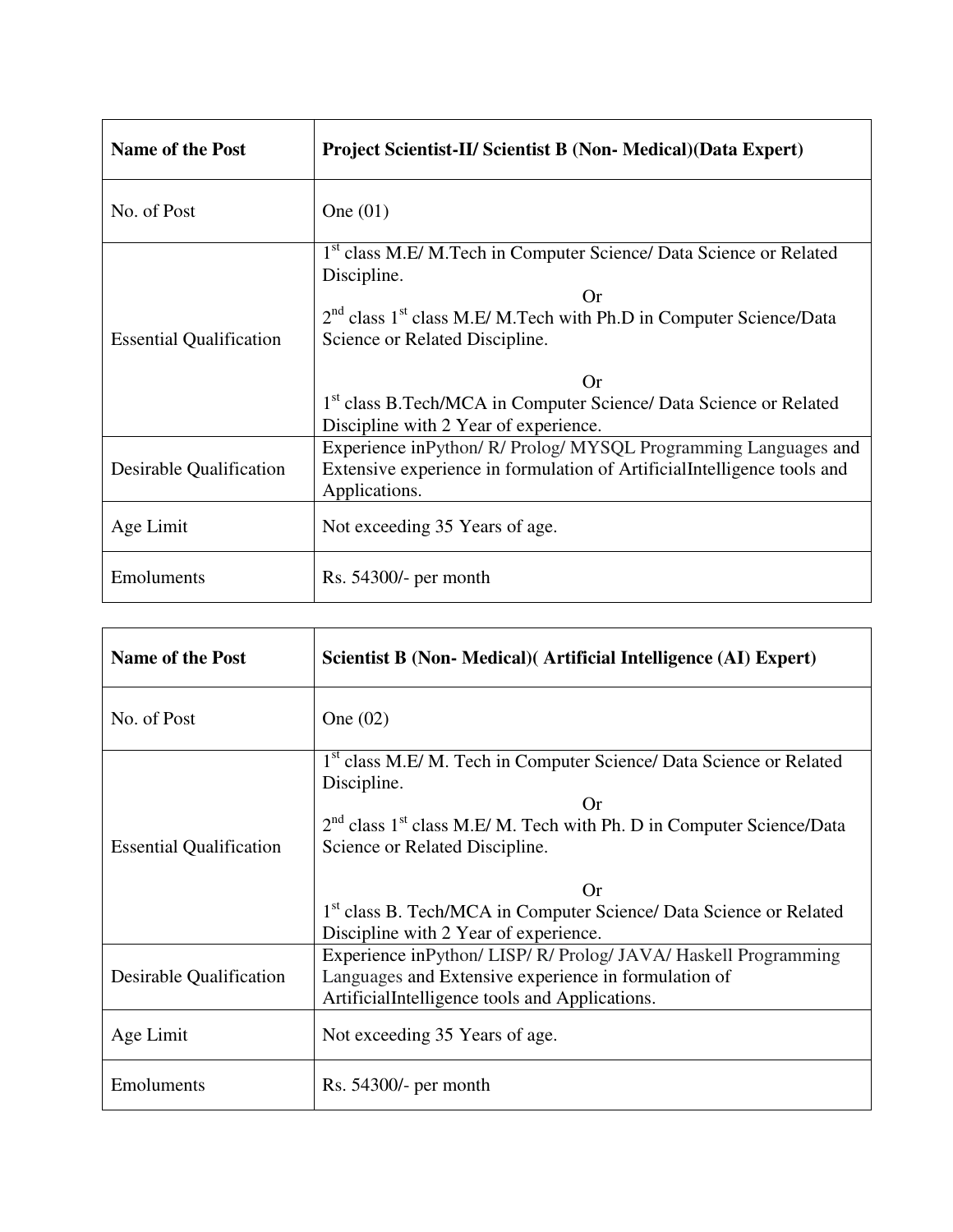| Name of the Post | Project Scientist-II/ Scientist B (Non- Medical)(Data Expert) |
|---|---|
| No. of Post | One (01) |
| Essential Qualification | 1st class M.E/ M.Tech in Computer Science/ Data Science or Related Discipline.<br>Or<br>2nd class 1st class M.E/ M.Tech with Ph.D in Computer Science/Data Science or Related Discipline.<br><br>Or<br>1st class B.Tech/MCA in Computer Science/ Data Science or Related Discipline with 2 Year of experience. |
| Desirable Qualification | Experience inPython/ R/ Prolog/ MYSQL Programming Languages and Extensive experience in formulation of ArtificialIntelligence tools and Applications. |
| Age Limit | Not exceeding 35 Years of age. |
| Emoluments | Rs. 54300/- per month |

| Name of the Post | Scientist B (Non- Medical)( Artificial Intelligence (AI) Expert) |
|---|---|
| No. of Post | One (02) |
| Essential Qualification | 1st class M.E/ M. Tech in Computer Science/ Data Science or Related Discipline.<br>Or<br>2nd class 1st class M.E/ M. Tech with Ph. D in Computer Science/Data Science or Related Discipline.<br><br>Or<br>1st class B. Tech/MCA in Computer Science/ Data Science or Related Discipline with 2 Year of experience. |
| Desirable Qualification | Experience inPython/ LISP/ R/ Prolog/ JAVA/ Haskell Programming Languages and Extensive experience in formulation of ArtificialIntelligence tools and Applications. |
| Age Limit | Not exceeding 35 Years of age. |
| Emoluments | Rs. 54300/- per month |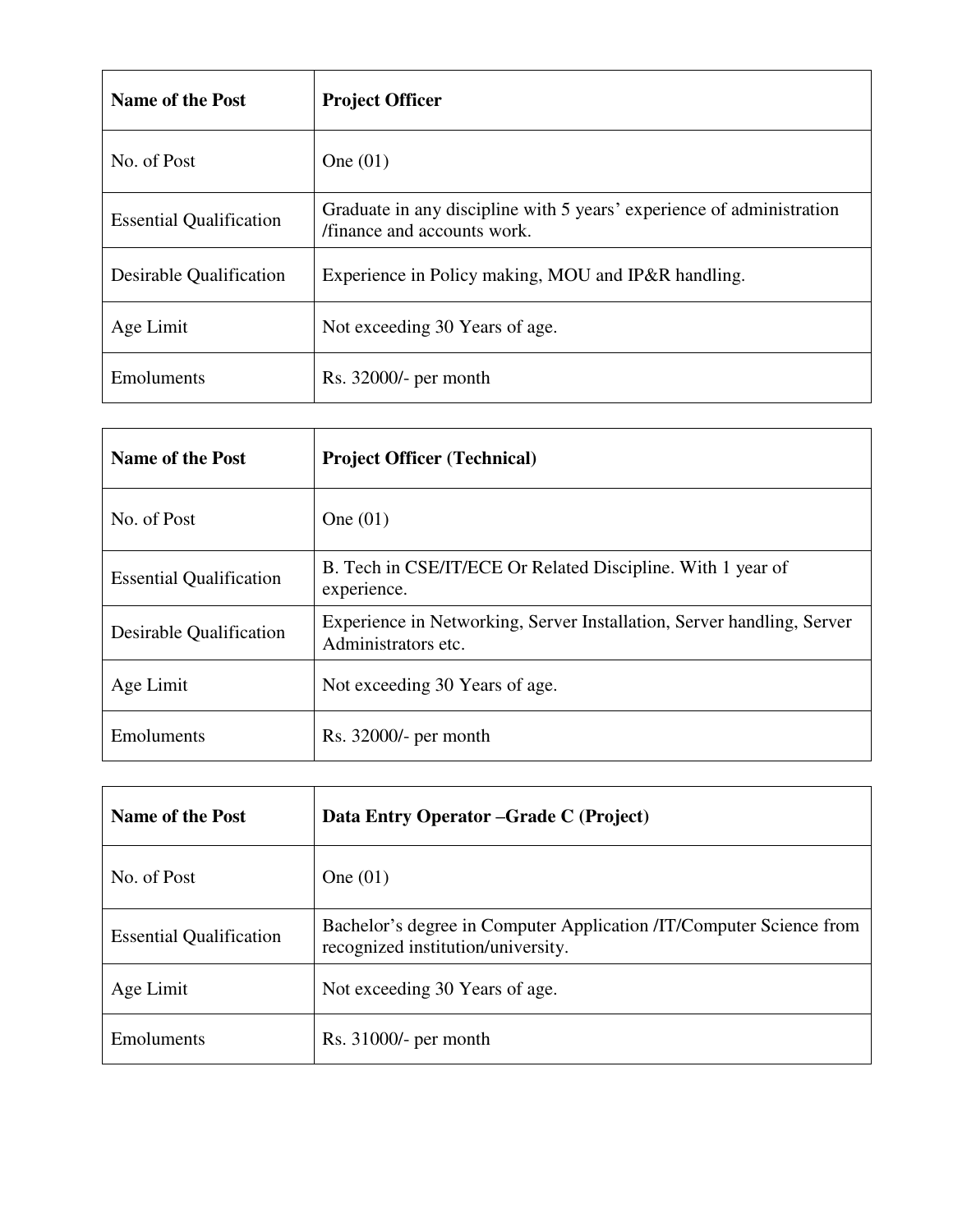| | |
|---|---|
| **Name of the Post** | **Project Officer** |
| No. of Post | One (01) |
| Essential Qualification | Graduate in any discipline with 5 years' experience of administration /finance and accounts work. |
| Desirable Qualification | Experience in Policy making, MOU and IP&R handling. |
| Age Limit | Not exceeding 30 Years of age. |
| Emoluments | Rs. 32000/- per month |

| | |
|---|---|
| **Name of the Post** | **Project Officer (Technical)** |
| No. of Post | One (01) |
| Essential Qualification | B. Tech in CSE/IT/ECE Or Related Discipline. With 1 year of experience. |
| Desirable Qualification | Experience in Networking, Server Installation, Server handling, Server Administrators etc. |
| Age Limit | Not exceeding 30 Years of age. |
| Emoluments | Rs. 32000/- per month |

| | |
|---|---|
| **Name of the Post** | **Data Entry Operator –Grade C (Project)** |
| No. of Post | One (01) |
| Essential Qualification | Bachelor's degree in Computer Application /IT/Computer Science from recognized institution/university. |
| Age Limit | Not exceeding 30 Years of age. |
| Emoluments | Rs. 31000/- per month |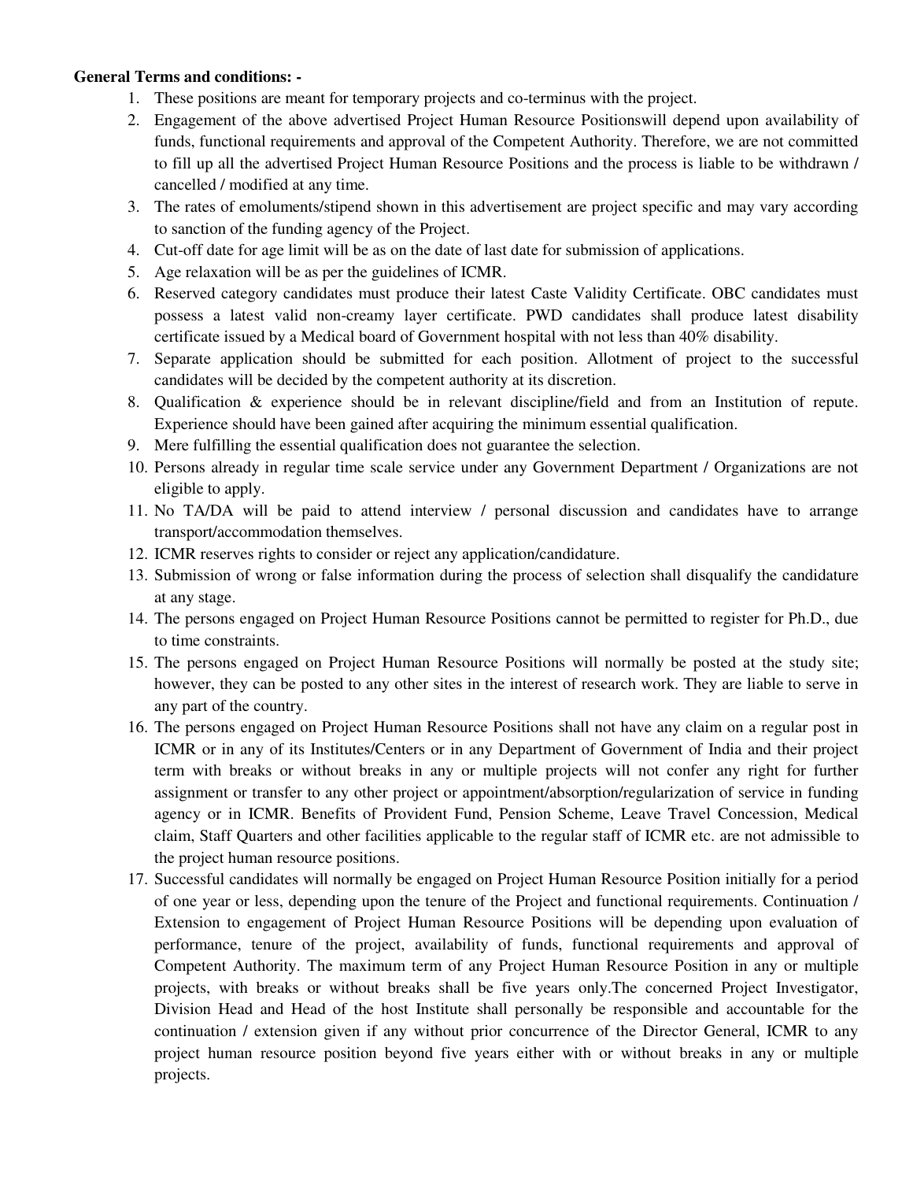**General Terms and conditions: -**

1. These positions are meant for temporary projects and co-terminus with the project.
2. Engagement of the above advertised Project Human Resource Positionswill depend upon availability of funds, functional requirements and approval of the Competent Authority. Therefore, we are not committed to fill up all the advertised Project Human Resource Positions and the process is liable to be withdrawn / cancelled / modified at any time.
3. The rates of emoluments/stipend shown in this advertisement are project specific and may vary according to sanction of the funding agency of the Project.
4. Cut-off date for age limit will be as on the date of last date for submission of applications.
5. Age relaxation will be as per the guidelines of ICMR.
6. Reserved category candidates must produce their latest Caste Validity Certificate. OBC candidates must possess a latest valid non-creamy layer certificate. PWD candidates shall produce latest disability certificate issued by a Medical board of Government hospital with not less than 40% disability.
7. Separate application should be submitted for each position. Allotment of project to the successful candidates will be decided by the competent authority at its discretion.
8. Qualification & experience should be in relevant discipline/field and from an Institution of repute. Experience should have been gained after acquiring the minimum essential qualification.
9. Mere fulfilling the essential qualification does not guarantee the selection.
10. Persons already in regular time scale service under any Government Department / Organizations are not eligible to apply.
11. No TA/DA will be paid to attend interview / personal discussion and candidates have to arrange transport/accommodation themselves.
12. ICMR reserves rights to consider or reject any application/candidature.
13. Submission of wrong or false information during the process of selection shall disqualify the candidature at any stage.
14. The persons engaged on Project Human Resource Positions cannot be permitted to register for Ph.D., due to time constraints.
15. The persons engaged on Project Human Resource Positions will normally be posted at the study site; however, they can be posted to any other sites in the interest of research work. They are liable to serve in any part of the country.
16. The persons engaged on Project Human Resource Positions shall not have any claim on a regular post in ICMR or in any of its Institutes/Centers or in any Department of Government of India and their project term with breaks or without breaks in any or multiple projects will not confer any right for further assignment or transfer to any other project or appointment/absorption/regularization of service in funding agency or in ICMR. Benefits of Provident Fund, Pension Scheme, Leave Travel Concession, Medical claim, Staff Quarters and other facilities applicable to the regular staff of ICMR etc. are not admissible to the project human resource positions.
17. Successful candidates will normally be engaged on Project Human Resource Position initially for a period of one year or less, depending upon the tenure of the Project and functional requirements. Continuation / Extension to engagement of Project Human Resource Positions will be depending upon evaluation of performance, tenure of the project, availability of funds, functional requirements and approval of Competent Authority. The maximum term of any Project Human Resource Position in any or multiple projects, with breaks or without breaks shall be five years only.The concerned Project Investigator, Division Head and Head of the host Institute shall personally be responsible and accountable for the continuation / extension given if any without prior concurrence of the Director General, ICMR to any project human resource position beyond five years either with or without breaks in any or multiple projects.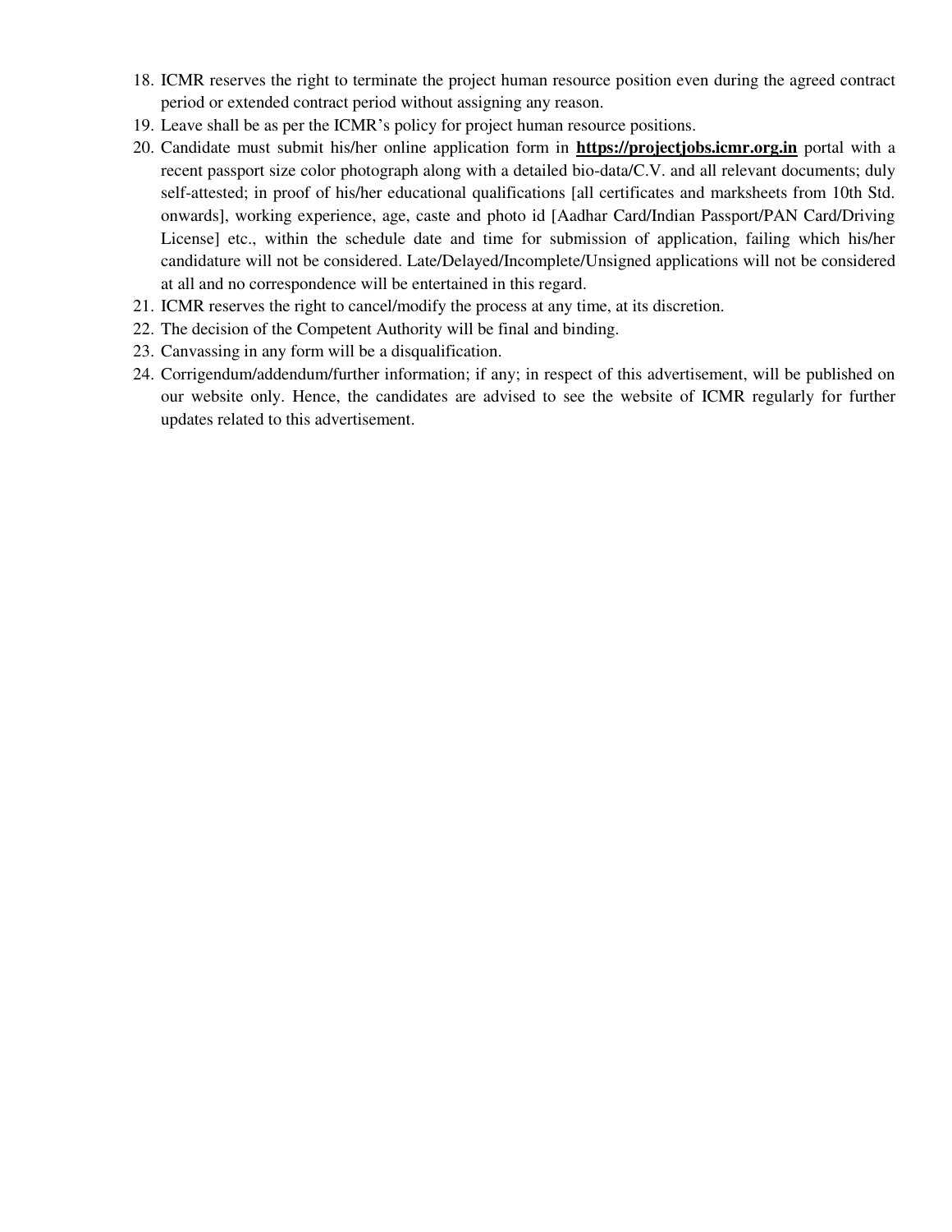18. ICMR reserves the right to terminate the project human resource position even during the agreed contract period or extended contract period without assigning any reason.
19. Leave shall be as per the ICMR's policy for project human resource positions.
20. Candidate must submit his/her online application form in **https://projectjobs.icmr.org.in** portal with a recent passport size color photograph along with a detailed bio-data/C.V. and all relevant documents; duly self-attested; in proof of his/her educational qualifications [all certificates and marksheets from 10th Std. onwards], working experience, age, caste and photo id [Aadhar Card/Indian Passport/PAN Card/Driving License] etc., within the schedule date and time for submission of application, failing which his/her candidature will not be considered. Late/Delayed/Incomplete/Unsigned applications will not be considered at all and no correspondence will be entertained in this regard.
21. ICMR reserves the right to cancel/modify the process at any time, at its discretion.
22. The decision of the Competent Authority will be final and binding.
23. Canvassing in any form will be a disqualification.
24. Corrigendum/addendum/further information; if any; in respect of this advertisement, will be published on our website only. Hence, the candidates are advised to see the website of ICMR regularly for further updates related to this advertisement.